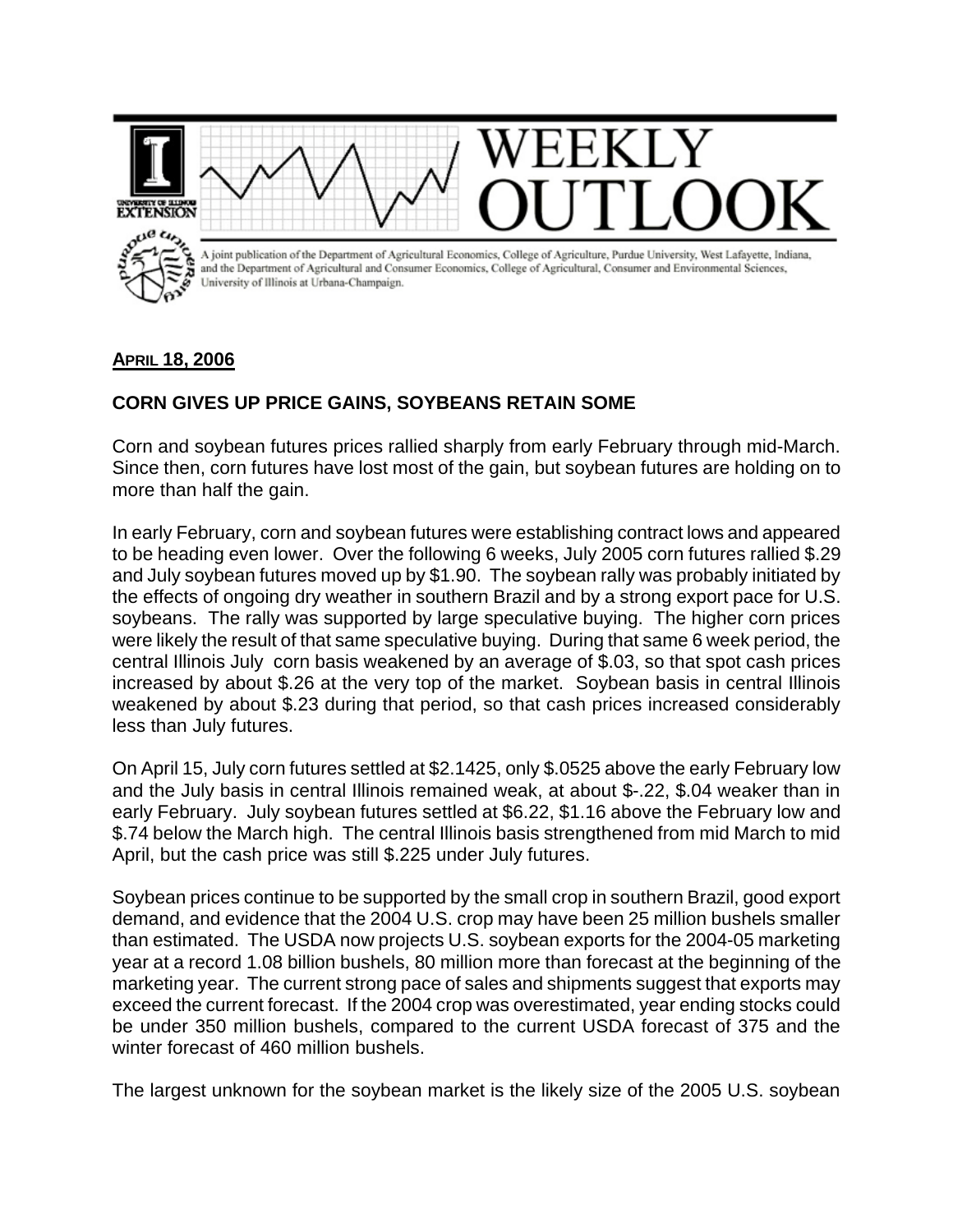WEEKLY OUTLOOK

A joint publication of the Department of Agricultural Economics, College of Agriculture, Purdue University, West Lafayette, Indiana, and the Department of Agricultural and Consumer Economics, College of Agricultural, Consumer and Environmental Sciences, University of Illinois at Urbana-Champaign.

**APRIL 18, 2006**

## CORN GIVES UP PRICE GAINS, SOYBEANS RETAIN SOME

Corn and soybean futures prices rallied sharply from early February through mid-March. Since then, corn futures have lost most of the gain, but soybean futures are holding on to more than half the gain.

In early February, corn and soybean futures were establishing contract lows and appeared to be heading even lower. Over the following 6 weeks, July 2005 corn futures rallied $.29 and July soybean futures moved up by $1.90. The soybean rally was probably initiated by the effects of ongoing dry weather in southern Brazil and by a strong export pace for U.S. soybeans. The rally was supported by large speculative buying. The higher corn prices were likely the result of that same speculative buying. During that same 6 week period, the central Illinois July corn basis weakened by an average of $.03, so that spot cash prices increased by about $.26 at the very top of the market. Soybean basis in central Illinois weakened by about $.23 during that period, so that cash prices increased considerably less than July futures.

On April 15, July corn futures settled at $2.1425, only $.0525 above the early February low and the July basis in central Illinois remained weak, at about $-.22, $.04 weaker than in early February. July soybean futures settled at $6.22, $1.16 above the February low and $.74 below the March high. The central Illinois basis strengthened from mid March to mid April, but the cash price was still $.225 under July futures.

Soybean prices continue to be supported by the small crop in southern Brazil, good export demand, and evidence that the 2004 U.S. crop may have been 25 million bushels smaller than estimated. The USDA now projects U.S. soybean exports for the 2004-05 marketing year at a record 1.08 billion bushels, 80 million more than forecast at the beginning of the marketing year. The current strong pace of sales and shipments suggest that exports may exceed the current forecast. If the 2004 crop was overestimated, year ending stocks could be under 350 million bushels, compared to the current USDA forecast of 375 and the winter forecast of 460 million bushels.

The largest unknown for the soybean market is the likely size of the 2005 U.S. soybean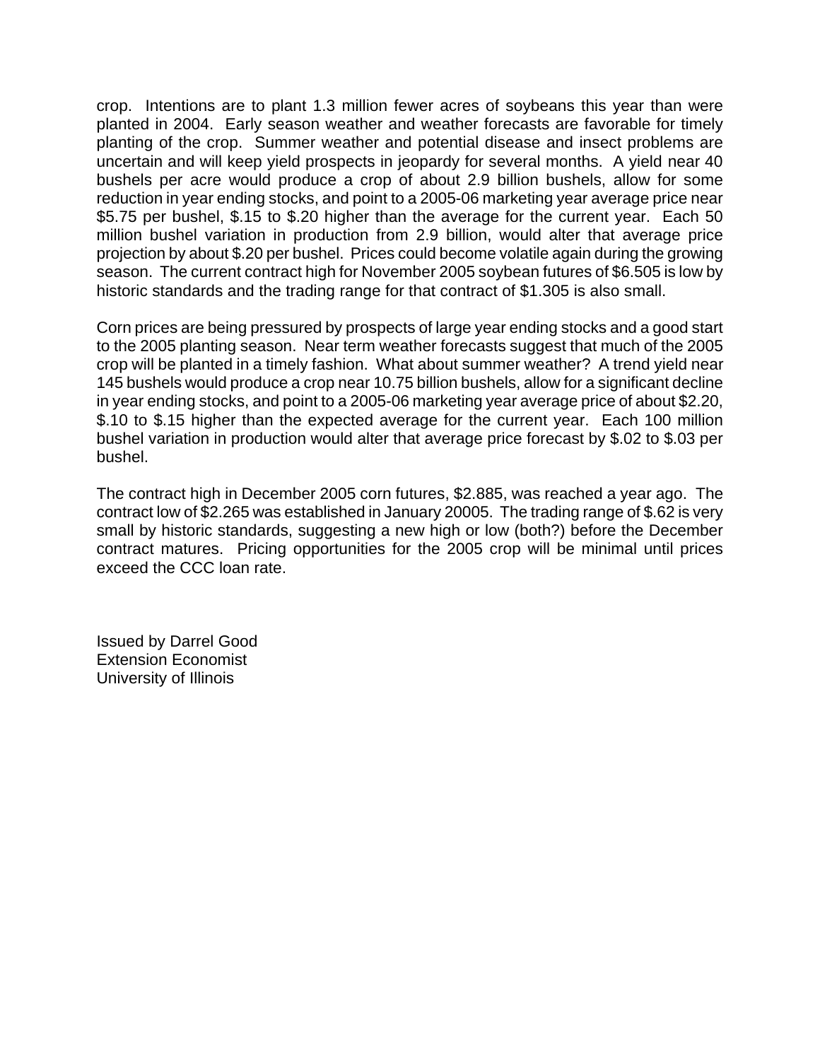crop. Intentions are to plant 1.3 million fewer acres of soybeans this year than were planted in 2004. Early season weather and weather forecasts are favorable for timely planting of the crop. Summer weather and potential disease and insect problems are uncertain and will keep yield prospects in jeopardy for several months. A yield near 40 bushels per acre would produce a crop of about 2.9 billion bushels, allow for some reduction in year ending stocks, and point to a 2005-06 marketing year average price near $5.75 per bushel, $.15 to $.20 higher than the average for the current year. Each 50 million bushel variation in production from 2.9 billion, would alter that average price projection by about $.20 per bushel. Prices could become volatile again during the growing season. The current contract high for November 2005 soybean futures of $6.505 is low by historic standards and the trading range for that contract of $1.305 is also small.

Corn prices are being pressured by prospects of large year ending stocks and a good start to the 2005 planting season. Near term weather forecasts suggest that much of the 2005 crop will be planted in a timely fashion. What about summer weather? A trend yield near 145 bushels would produce a crop near 10.75 billion bushels, allow for a significant decline in year ending stocks, and point to a 2005-06 marketing year average price of about $2.20, $.10 to $.15 higher than the expected average for the current year. Each 100 million bushel variation in production would alter that average price forecast by $.02 to $.03 per bushel.

The contract high in December 2005 corn futures, $2.885, was reached a year ago. The contract low of $2.265 was established in January 20005. The trading range of $.62 is very small by historic standards, suggesting a new high or low (both?) before the December contract matures. Pricing opportunities for the 2005 crop will be minimal until prices exceed the CCC loan rate.

Issued by Darrel Good
Extension Economist
University of Illinois